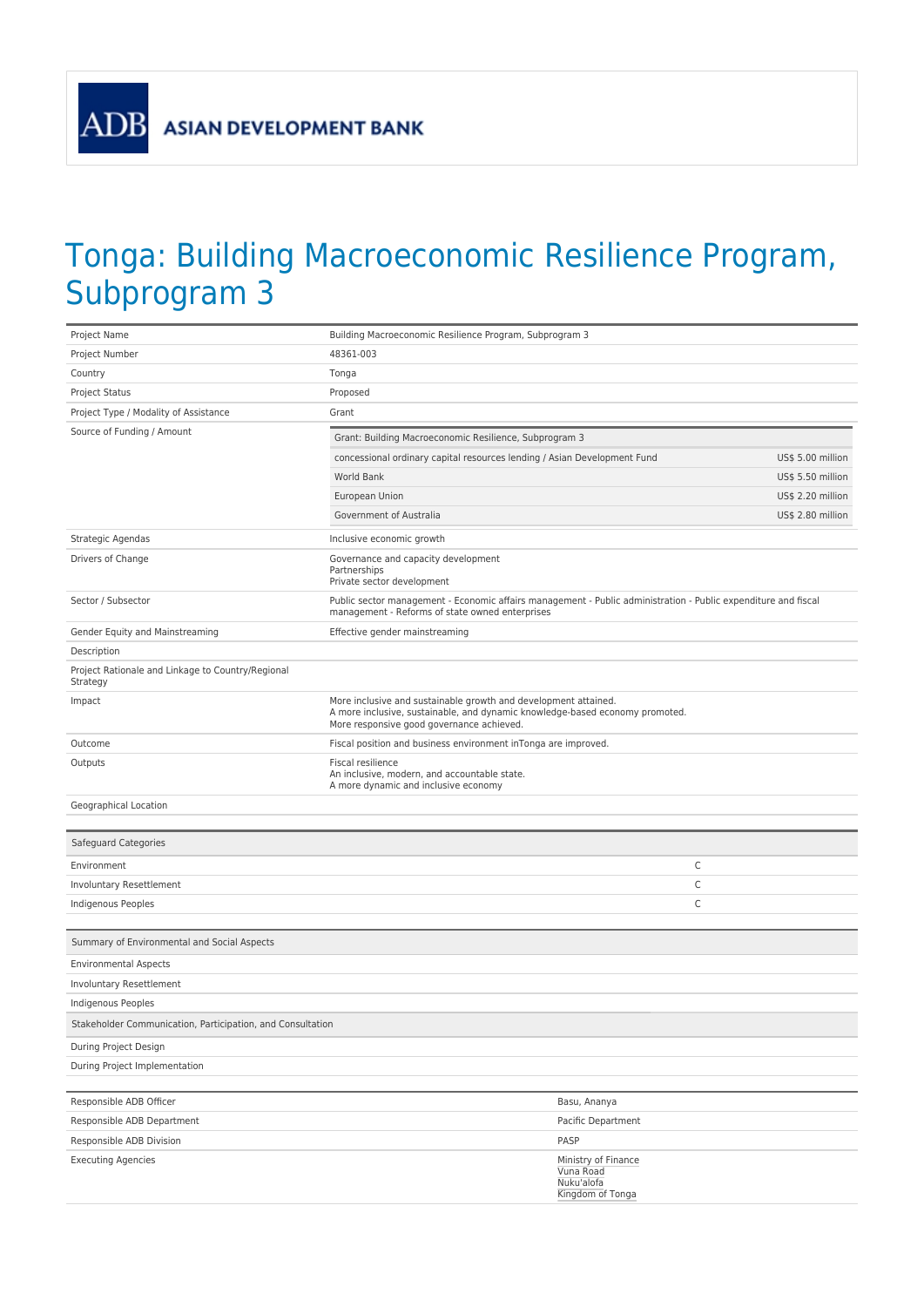ASIAN DEVELOPMENT BANK

# Tonga: Building Macroeconomic Resilience Program, Subprogram 3

| | |
|---|---|
| Project Name | Building Macroeconomic Resilience Program, Subprogram 3 |
| Project Number | 48361-003 |
| Country | Tonga |
| Project Status | Proposed |
| Project Type / Modality of Assistance | Grant |
| Source of Funding / Amount | **Grant: Building Macroeconomic Resilience, Subprogram 3**<br>concessional ordinary capital resources lending / Asian Development Fund — US$ 5.00 million<br>World Bank — US$ 5.50 million<br>European Union — US$ 2.20 million<br>Government of Australia — US$ 2.80 million |
| Strategic Agendas | Inclusive economic growth |
| Drivers of Change | Governance and capacity development<br>Partnerships<br>Private sector development |
| Sector / Subsector | Public sector management - Economic affairs management - Public administration - Public expenditure and fiscal management - Reforms of state owned enterprises |
| Gender Equity and Mainstreaming | Effective gender mainstreaming |
| Description | |
| Project Rationale and Linkage to Country/Regional Strategy | |
| Impact | More inclusive and sustainable growth and development attained.<br>A more inclusive, sustainable, and dynamic knowledge-based economy promoted.<br>More responsive good governance achieved. |
| Outcome | Fiscal position and business environment inTonga are improved. |
| Outputs | Fiscal resilience<br>An inclusive, modern, and accountable state.<br>A more dynamic and inclusive economy |
| Geographical Location | |

| Safeguard Categories | |
|---|---|
| Environment | C |
| Involuntary Resettlement | C |
| Indigenous Peoples | C |

| Summary of Environmental and Social Aspects | |
|---|---|
| Environmental Aspects | |
| Involuntary Resettlement | |
| Indigenous Peoples | |
| **Stakeholder Communication, Participation, and Consultation** | |
| During Project Design | |
| During Project Implementation | |

| | |
|---|---|
| Responsible ADB Officer | Basu, Ananya |
| Responsible ADB Department | Pacific Department |
| Responsible ADB Division | PASP |
| Executing Agencies | Ministry of Finance<br>Vuna Road<br>Nuku'alofa<br>Kingdom of Tonga |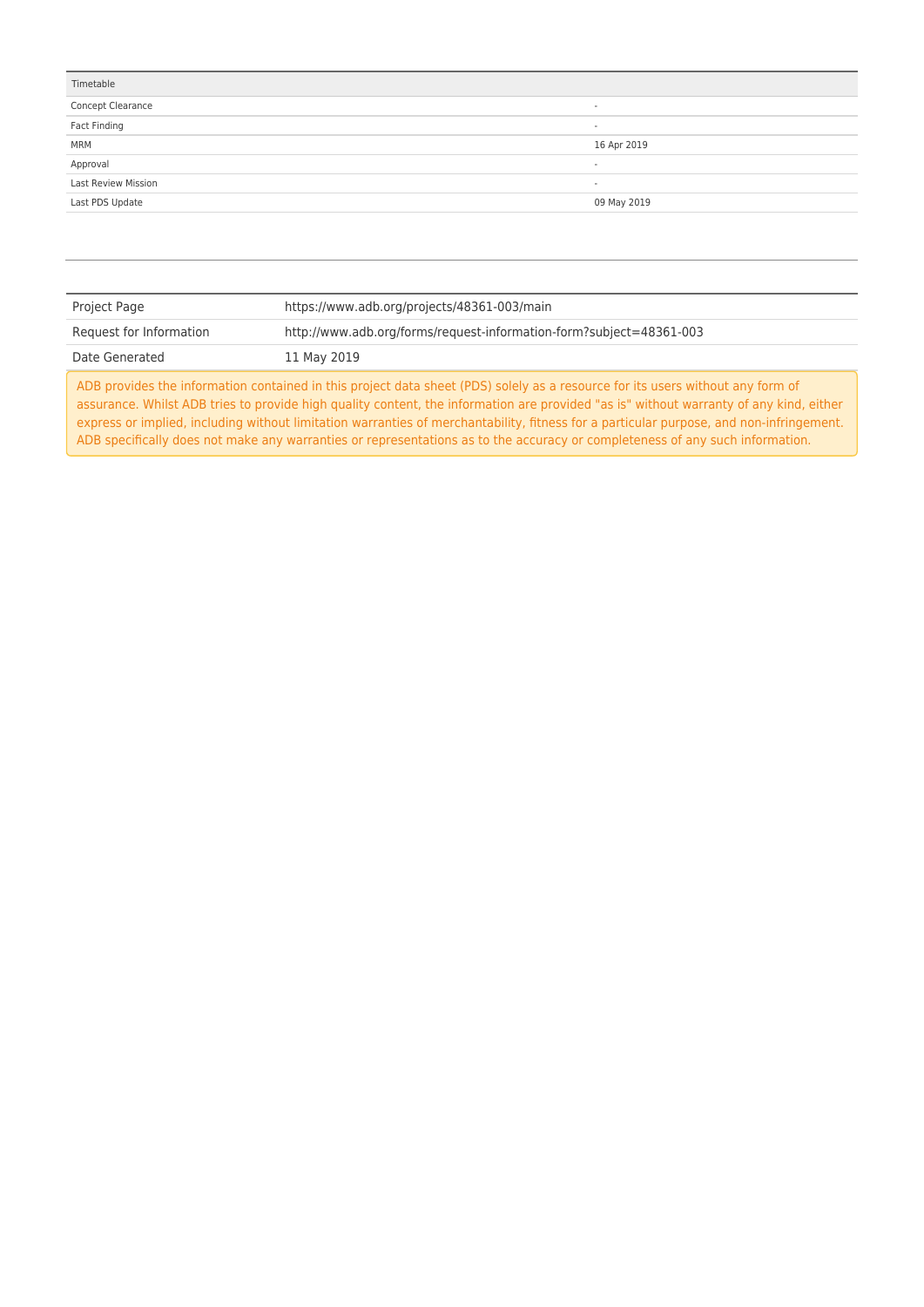| Timetable | |
|---|---|
| Concept Clearance | - |
| Fact Finding | - |
| MRM | 16 Apr 2019 |
| Approval | - |
| Last Review Mission | - |
| Last PDS Update | 09 May 2019 |

| | |
|---|---|
| Project Page | https://www.adb.org/projects/48361-003/main |
| Request for Information | http://www.adb.org/forms/request-information-form?subject=48361-003 |
| Date Generated | 11 May 2019 |

ADB provides the information contained in this project data sheet (PDS) solely as a resource for its users without any form of assurance. Whilst ADB tries to provide high quality content, the information are provided "as is" without warranty of any kind, either express or implied, including without limitation warranties of merchantability, fitness for a particular purpose, and non-infringement. ADB specifically does not make any warranties or representations as to the accuracy or completeness of any such information.